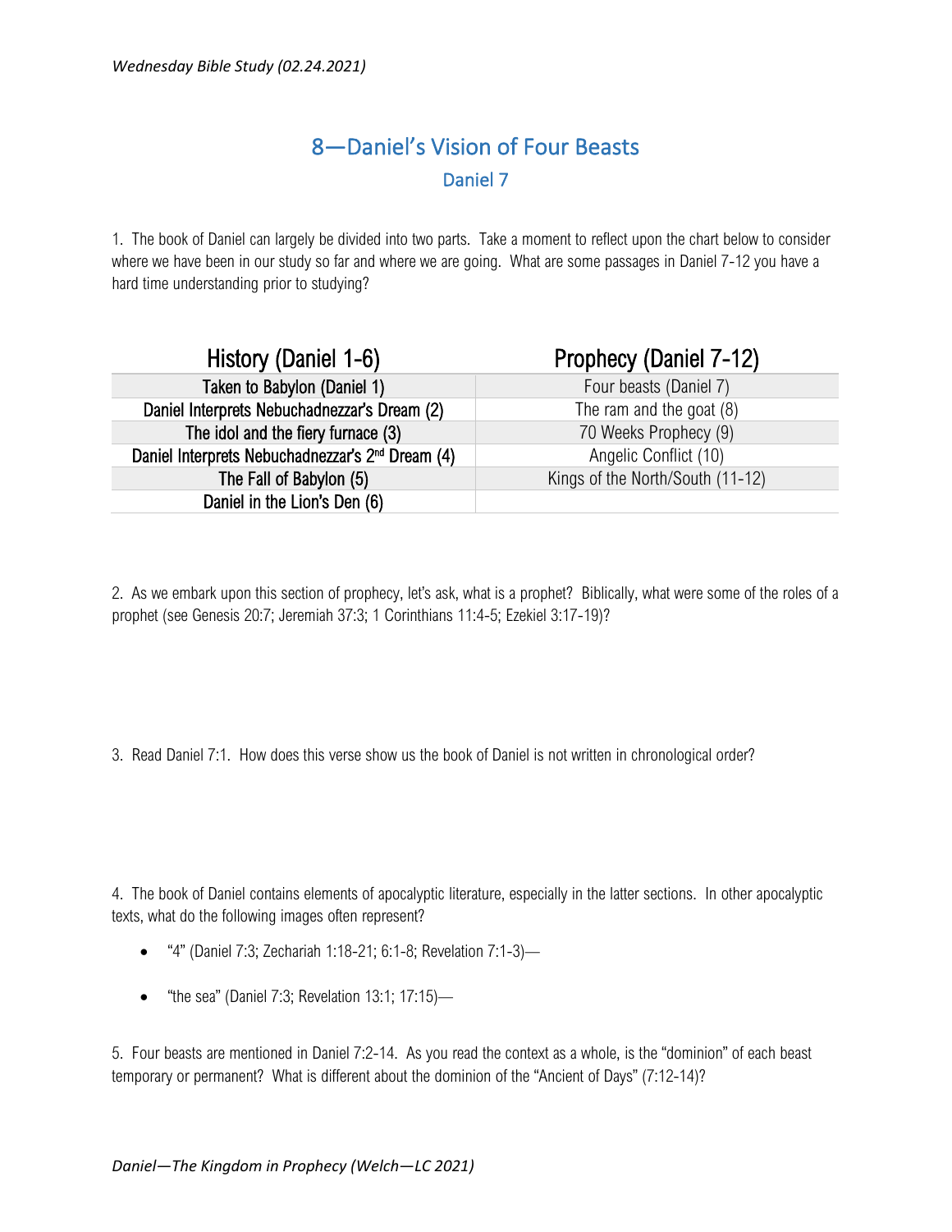# 8—Daniel's Vision of Four Beasts

## Daniel 7

1. The book of Daniel can largely be divided into two parts. Take a moment to reflect upon the chart below to consider where we have been in our study so far and where we are going. What are some passages in Daniel 7-12 you have a hard time understanding prior to studying?

| History (Daniel 1-6) | Prophecy (Daniel 7-12) |
|---|---|
| Taken to Babylon (Daniel 1) | Four beasts (Daniel 7) |
| Daniel Interprets Nebuchadnezzar's Dream (2) | The ram and the goat (8) |
| The idol and the fiery furnace (3) | 70 Weeks Prophecy (9) |
| Daniel Interprets Nebuchadnezzar's 2nd Dream (4) | Angelic Conflict (10) |
| The Fall of Babylon (5) | Kings of the North/South (11-12) |
| Daniel in the Lion's Den (6) | |

2. As we embark upon this section of prophecy, let's ask, what is a prophet? Biblically, what were some of the roles of a prophet (see Genesis 20:7; Jeremiah 37:3; 1 Corinthians 11:4-5; Ezekiel 3:17-19)?

3. Read Daniel 7:1. How does this verse show us the book of Daniel is not written in chronological order?

4. The book of Daniel contains elements of apocalyptic literature, especially in the latter sections. In other apocalyptic texts, what do the following images often represent?

- "4" (Daniel 7:3; Zechariah 1:18-21; 6:1-8; Revelation 7:1-3)—
- "the sea" (Daniel 7:3; Revelation 13:1; 17:15)—

5. Four beasts are mentioned in Daniel 7:2-14. As you read the context as a whole, is the "dominion" of each beast temporary or permanent? What is different about the dominion of the "Ancient of Days" (7:12-14)?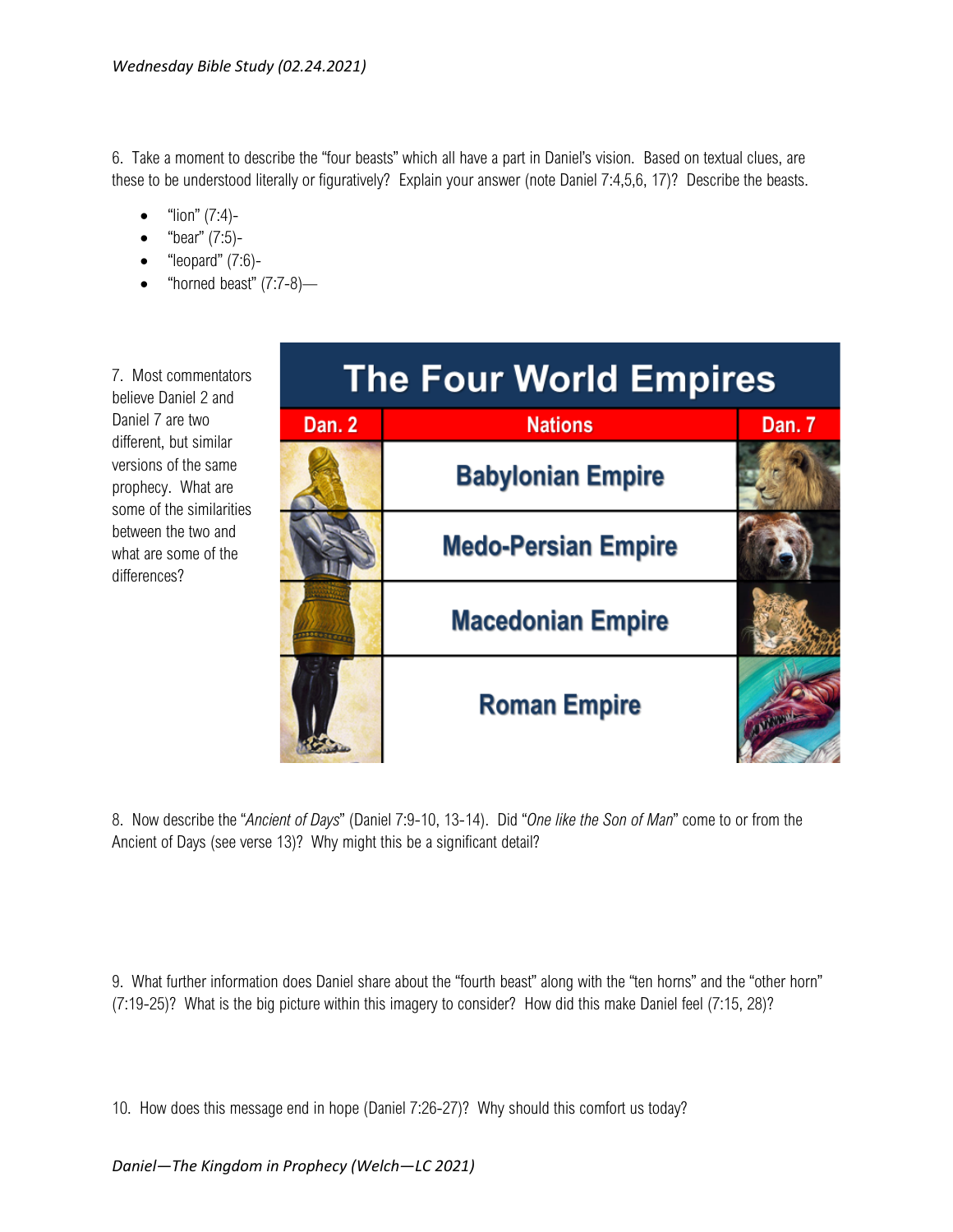6. Take a moment to describe the "four beasts" which all have a part in Daniel's vision. Based on textual clues, are these to be understood literally or figuratively? Explain your answer (note Daniel 7:4,5,6, 17)? Describe the beasts.

- "lion" (7:4)-
- "bear" (7:5)-
- "leopard" (7:6)-
- "horned beast" (7:7-8)—

7. Most commentators believe Daniel 2 and Daniel 7 are two different, but similar versions of the same prophecy. What are some of the similarities between the two and what are some of the differences?

| The Four World Empires | | |
|---|---|---|
| Dan. 2 | Nations | Dan. 7 |
| | Babylonian Empire | |
| | Medo-Persian Empire | |
| | Macedonian Empire | |
| | Roman Empire | |

8. Now describe the "*Ancient of Days*" (Daniel 7:9-10, 13-14). Did "*One like the Son of Man*" come to or from the Ancient of Days (see verse 13)? Why might this be a significant detail?

9. What further information does Daniel share about the "fourth beast" along with the "ten horns" and the "other horn" (7:19-25)? What is the big picture within this imagery to consider? How did this make Daniel feel (7:15, 28)?

10. How does this message end in hope (Daniel 7:26-27)? Why should this comfort us today?